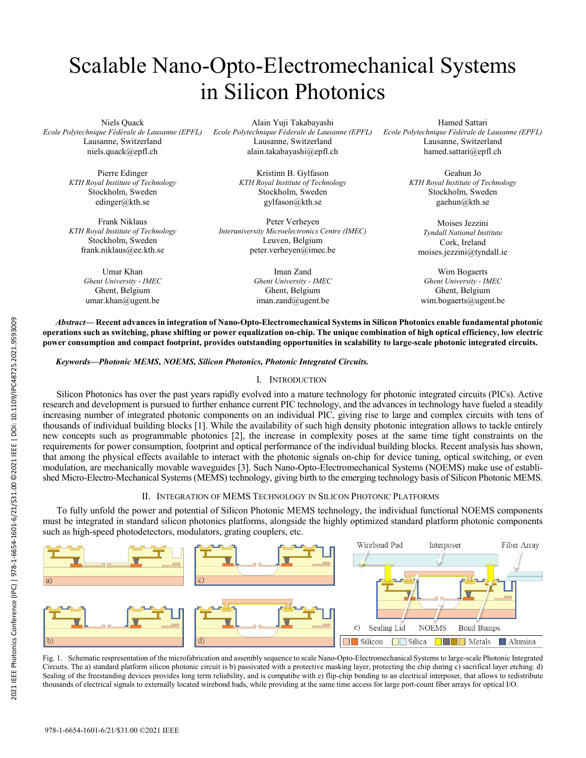# Scalable Nano-Opto-Electromechanical Systems in Silicon Photonics

Niels Quack
*Ecole Polytechnique Fédérale de Lausanne (EPFL)*
Lausanne, Switzerland
niels.quack@epfl.ch

Alain Yuji Takabayashi
*Ecole Polytechnique Féderale de Lausanne (EPFL)*
Lausanne, Switzerland
alain.takabayashi@epfl.ch

Hamed Sattari
*Ecole Polytechnique Fédérale de Lausanne (EPFL)*
Lausanne, Switzerland
hamed.sattari@epfl.ch

Pierre Edinger
*KTH Royal Institute of Technology*
Stockholm, Sweden
edinger@kth.se

Kristinn B. Gylfason
*KTH Royal Institute of Technology*
Stockholm, Sweden
gylfason@kth.se

Geahun Jo
*KTH Royal Institute of Technology*
Stockholm, Sweden
gaehun@kth.se

Frank Niklaus
*KTH Royal Institute of Technology*
Stockholm, Sweden
frank.niklaus@ee.kth.se

Peter Verheyen
*Interuniversity Microelectronics Centre (IMEC)*
Leuven, Belgium
peter.verheyen@imec.be

Moises Jezzini
*Tyndall National Institute*
Cork, Ireland
moises.jezzini@tyndall.ie

Umar Khan
*Ghent University - IMEC*
Ghent, Belgium
umar.khan@ugent.be

Iman Zand
*Ghent University - IMEC*
Ghent, Belgium
iman.zand@ugent.be

Wim Bogaerts
*Ghent University - IMEC*
Ghent, Belgium
wim.bogaerts@ugent.be

***Abstract*— Recent advances in integration of Nano-Opto-Electromechanical Systems in Silicon Photonics enable fundamental photonic operations such as switching, phase shifting or power equalization on-chip. The unique combination of high optical efficiency, low electric power consumption and compact footprint, provides outstanding opportunities in scalability to large-scale photonic integrated circuits.**

***Keywords—Photonic MEMS, NOEMS, Silicon Photonics, Photonic Integrated Circuits.***

## I. Introduction

Silicon Photonics has over the past years rapidly evolved into a mature technology for photonic integrated circuits (PICs). Active research and development is pursued to further enhance current PIC technology, and the advances in technology have fueled a steadily increasing number of integrated photonic components on an individual PIC, giving rise to large and complex circuits with tens of thousands of individual building blocks [1]. While the availability of such high density photonic integration allows to tackle entirely new concepts such as programmable photonics [2], the increase in complexity poses at the same time tight constraints on the requirements for power consumption, footprint and optical performance of the individual building blocks. Recent analysis has shown, that among the physical effects available to interact with the photonic signals on-chip for device tuning, optical switching, or even modulation, are mechanically movable waveguides [3]. Such Nano-Opto-Electromechanical Systems (NOEMS) make use of established Micro-Electro-Mechanical Systems (MEMS) technology, giving birth to the emerging technology basis of Silicon Photonic MEMS.

## II. Integration of MEMS Technology in Silicon Photonic Platforms

To fully unfold the power and potential of Silicon Photonic MEMS technology, the individual functional NOEMS components must be integrated in standard silicon photonics platforms, alongside the highly optimized standard platform photonic components such as high-speed photodetectors, modulators, grating couplers, etc.

Fig. 1. Schematic respresentation of the microfabrication and assembly sequence to scale Nano-Opto-Electromechanical Systems to large-scale Photonic Integrated Circuits. The a) standard platform silicon photonic circuit is b) passivated with a protective masking layer, protecting the chip during c) sacrifical layer etching. d) Sealing of the freestanding devices provides long term reliability, and is compatibe with e) flip-chip bonding to an electrical interposer, that allows to redistribute thousands of electrical signals to externally located wirebond bads, while providing at the same time access for large port-count fiber arrays for optical I/O.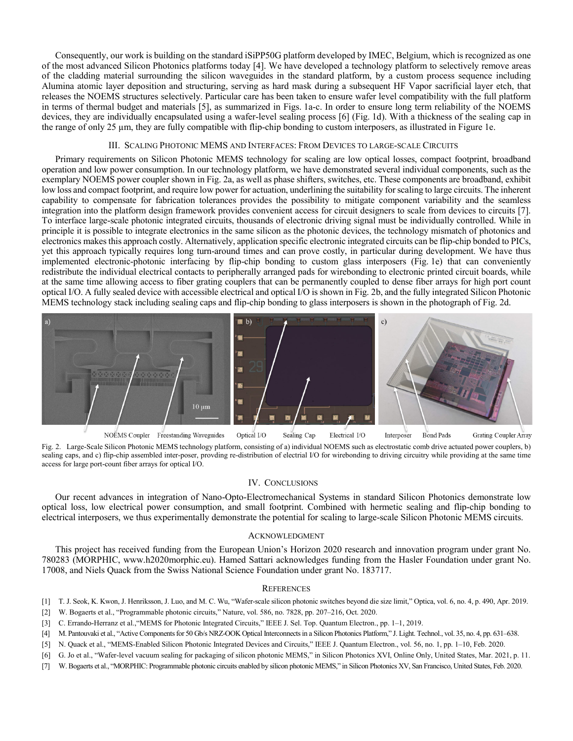Consequently, our work is building on the standard iSiPP50G platform developed by IMEC, Belgium, which is recognized as one of the most advanced Silicon Photonics platforms today [4]. We have developed a technology platform to selectively remove areas of the cladding material surrounding the silicon waveguides in the standard platform, by a custom process sequence including Alumina atomic layer deposition and structuring, serving as hard mask during a subsequent HF Vapor sacrificial layer etch, that releases the NOEMS structures selectively. Particular care has been taken to ensure wafer level compatibility with the full platform in terms of thermal budget and materials [5], as summarized in Figs. 1a-c. In order to ensure long term reliability of the NOEMS devices, they are individually encapsulated using a wafer-level sealing process [6] (Fig. 1d). With a thickness of the sealing cap in the range of only 25 µm, they are fully compatible with flip-chip bonding to custom interposers, as illustrated in Figure 1e.

## III. Scaling Photonic MEMS and Interfaces: From Devices to large-scale Circuits

Primary requirements on Silicon Photonic MEMS technology for scaling are low optical losses, compact footprint, broadband operation and low power consumption. In our technology platform, we have demonstrated several individual components, such as the exemplary NOEMS power coupler shown in Fig. 2a, as well as phase shifters, switches, etc. These components are broadband, exhibit low loss and compact footprint, and require low power for actuation, underlining the suitability for scaling to large circuits. The inherent capability to compensate for fabrication tolerances provides the possibility to mitigate component variability and the seamless integration into the platform design framework provides convenient access for circuit designers to scale from devices to circuits [7]. To interface large-scale photonic integrated circuits, thousands of electronic driving signal must be individually controlled. While in principle it is possible to integrate electronics in the same silicon as the photonic devices, the technology mismatch of photonics and electronics makes this approach costly. Alternatively, application specific electronic integrated circuits can be flip-chip bonded to PICs, yet this approach typically requires long turn-around times and can prove costly, in particular during development. We have thus implemented electronic-photonic interfacing by flip-chip bonding to custom glass interposers (Fig. 1e) that can conveniently redistribute the individual electrical contacts to peripherally arranged pads for wirebonding to electronic printed circuit boards, while at the same time allowing access to fiber grating couplers that can be permanently coupled to dense fiber arrays for high port count optical I/O. A fully sealed device with accessible electrical and optical I/O is shown in Fig. 2b, and the fully integrated Silicon Photonic MEMS technology stack including sealing caps and flip-chip bonding to glass interposers is shown in the photograph of Fig. 2d.

a)
10 µm
NOEMS Coupler
Freestanding Waveguides
b)
Optical I/O
Sealing Cap
Electrical I/O
c)
Interposer
Bond Pads
Grating Coupler Array

Fig. 2. Large-Scale Silicon Photonic MEMS technology platform, consisting of a) individual NOEMS such as electrostatic comb drive actuated power couplers, b) sealing caps, and c) flip-chip assembled inter-poser, provding re-distribution of electrial I/O for wirebonding to driving circuitry while providing at the same time access for large port-count fiber arrays for optical I/O.

## IV. Conclusions

Our recent advances in integration of Nano-Opto-Electromechanical Systems in standard Silicon Photonics demonstrate low optical loss, low electrical power consumption, and small footprint. Combined with hermetic sealing and flip-chip bonding to electrical interposers, we thus experimentally demonstrate the potential for scaling to large-scale Silicon Photonic MEMS circuits.

## Acknowledgment

This project has received funding from the European Union's Horizon 2020 research and innovation program under grant No. 780283 (MORPHIC, www.h2020morphic.eu). Hamed Sattari acknowledges funding from the Hasler Foundation under grant No. 17008, and Niels Quack from the Swiss National Science Foundation under grant No. 183717.

## References

[1] T. J. Seok, K. Kwon, J. Henriksson, J. Luo, and M. C. Wu, "Wafer-scale silicon photonic switches beyond die size limit," Optica, vol. 6, no. 4, p. 490, Apr. 2019.

[2] W. Bogaerts et al., "Programmable photonic circuits," Nature, vol. 586, no. 7828, pp. 207–216, Oct. 2020.

[3] C. Errando-Herranz et al.,"MEMS for Photonic Integrated Circuits," IEEE J. Sel. Top. Quantum Electron., pp. 1–1, 2019.

[4] M. Pantouvaki et al., "Active Components for 50 Gb/s NRZ-OOK Optical Interconnects in a Silicon Photonics Platform," J. Light. Technol., vol. 35, no. 4, pp. 631–638.

[5] N. Quack et al., "MEMS-Enabled Silicon Photonic Integrated Devices and Circuits," IEEE J. Quantum Electron., vol. 56, no. 1, pp. 1–10, Feb. 2020.

[6] G. Jo et al., "Wafer-level vacuum sealing for packaging of silicon photonic MEMS," in Silicon Photonics XVI, Online Only, United States, Mar. 2021, p. 11.

[7] W. Bogaerts et al., "MORPHIC: Programmable photonic circuits enabled by silicon photonic MEMS," in Silicon Photonics XV, San Francisco, United States, Feb. 2020.